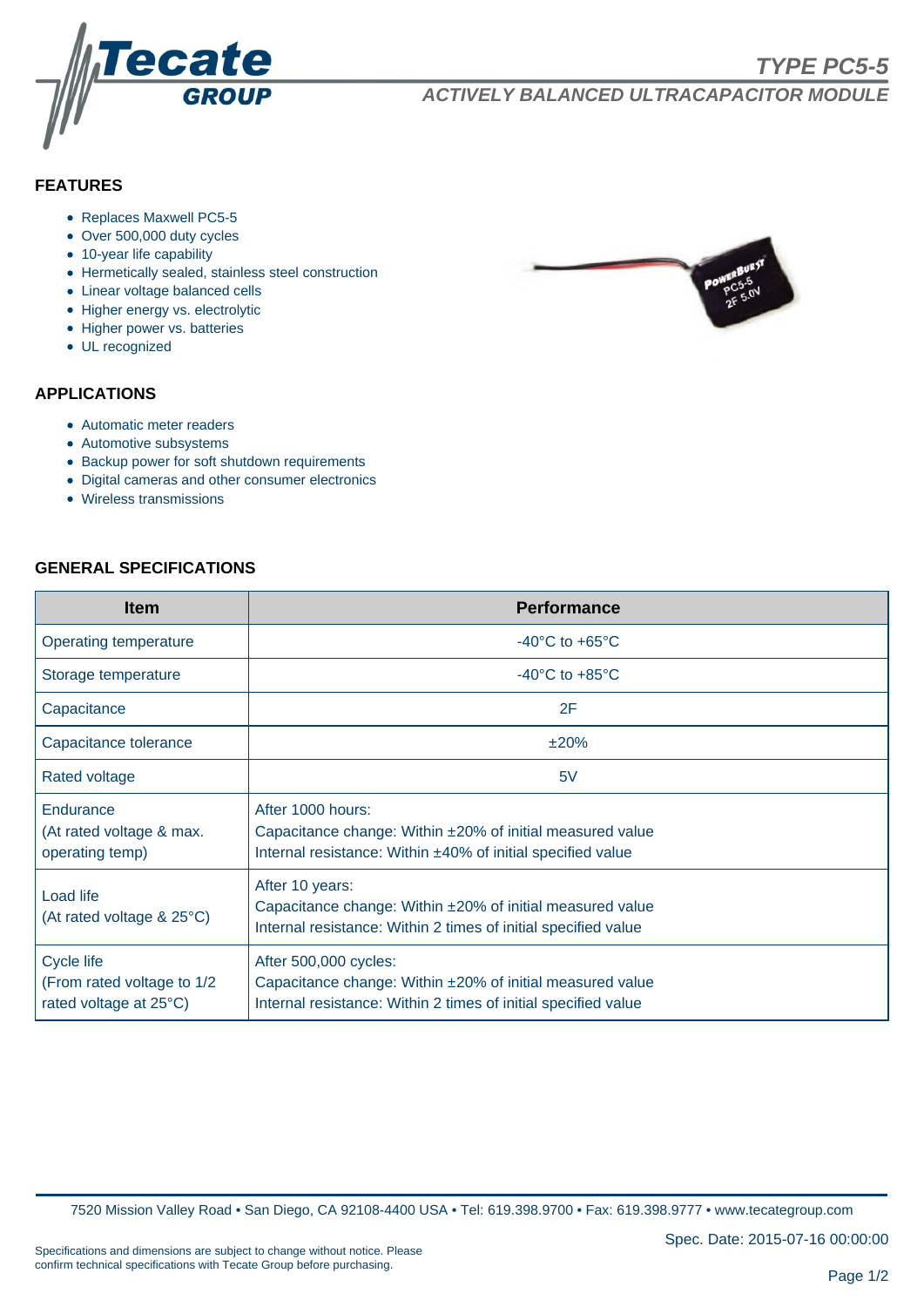# TYPE PC5-5

## ACTIVELY BALANCED ULTRACAPACITOR MODULE

### FEATURES

- Replaces Maxwell PC5-5
- Over 500,000 duty cycles
- 10-year life capability
- Hermetically sealed, stainless steel construction
- Linear voltage balanced cells
- Higher energy vs. electrolytic
- Higher power vs. batteries
- UL recognized

### APPLICATIONS

- Automatic meter readers
- Automotive subsystems
- Backup power for soft shutdown requirements
- Digital cameras and other consumer electronics
- Wireless transmissions

### GENERAL SPECIFICATIONS

| Item | Performance |
|---|---|
| Operating temperature | -40°C to +65°C |
| Storage temperature | -40°C to +85°C |
| Capacitance | 2F |
| Capacitance tolerance | ±20% |
| Rated voltage | 5V |
| Endurance (At rated voltage & max. operating temp) | After 1000 hours:<br>Capacitance change: Within ±20% of initial measured value<br>Internal resistance: Within ±40% of initial specified value |
| Load life (At rated voltage & 25°C) | After 10 years:<br>Capacitance change: Within ±20% of initial measured value<br>Internal resistance: Within 2 times of initial specified value |
| Cycle life (From rated voltage to 1/2 rated voltage at 25°C) | After 500,000 cycles:<br>Capacitance change: Within ±20% of initial measured value<br>Internal resistance: Within 2 times of initial specified value |

7520 Mission Valley Road • San Diego, CA 92108-4400 USA • Tel: 619.398.9700 • Fax: 619.398.9777 • www.tecategroup.com

Spec. Date: 2015-07-16 00:00:00

Specifications and dimensions are subject to change without notice. Please confirm technical specifications with Tecate Group before purchasing.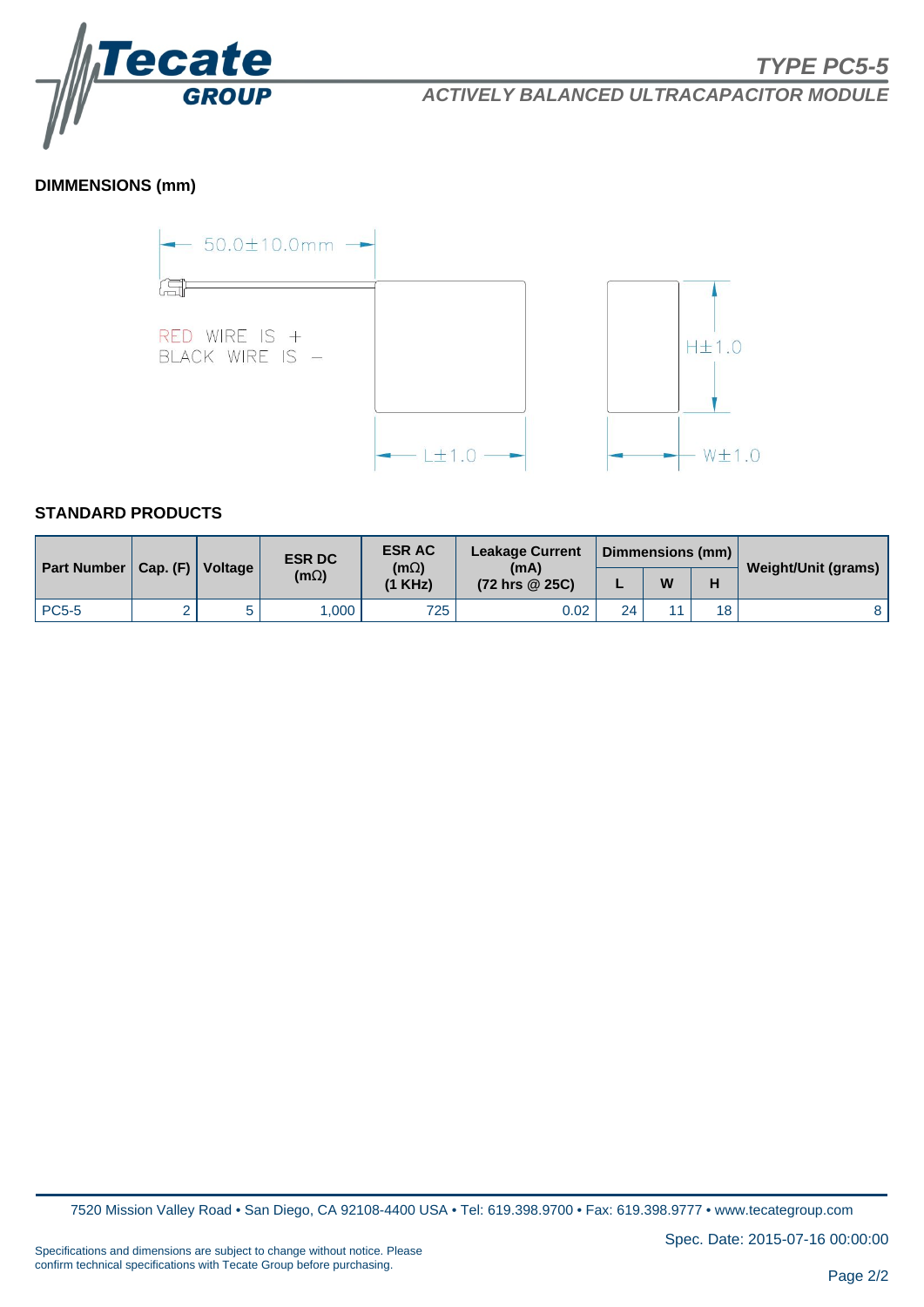# TYPE PC5-5

## ACTIVELY BALANCED ULTRACAPACITOR MODULE

### DIMMENSIONS (mm)

50.0±10.0mm

RED WIRE IS +
BLACK WIRE IS −

L±1.0

H±1.0

W±1.0

### STANDARD PRODUCTS

| Part Number | Cap. (F) | Voltage | ESR DC (mΩ) | ESR AC (mΩ) (1 KHz) | Leakage Current (mA) (72 hrs @ 25C) | Dimmensions (mm) | | | Weight/Unit (grams) |
|---|---|---|---|---|---|---|---|---|---|
| | | | | | | L | W | H | |
| PC5-5 | 2 | 5 | 1,000 | 725 | 0.02 | 24 | 11 | 18 | 8 |

7520 Mission Valley Road • San Diego, CA 92108-4400 USA • Tel: 619.398.9700 • Fax: 619.398.9777 • www.tecategroup.com

Spec. Date: 2015-07-16 00:00:00

Specifications and dimensions are subject to change without notice. Please confirm technical specifications with Tecate Group before purchasing.